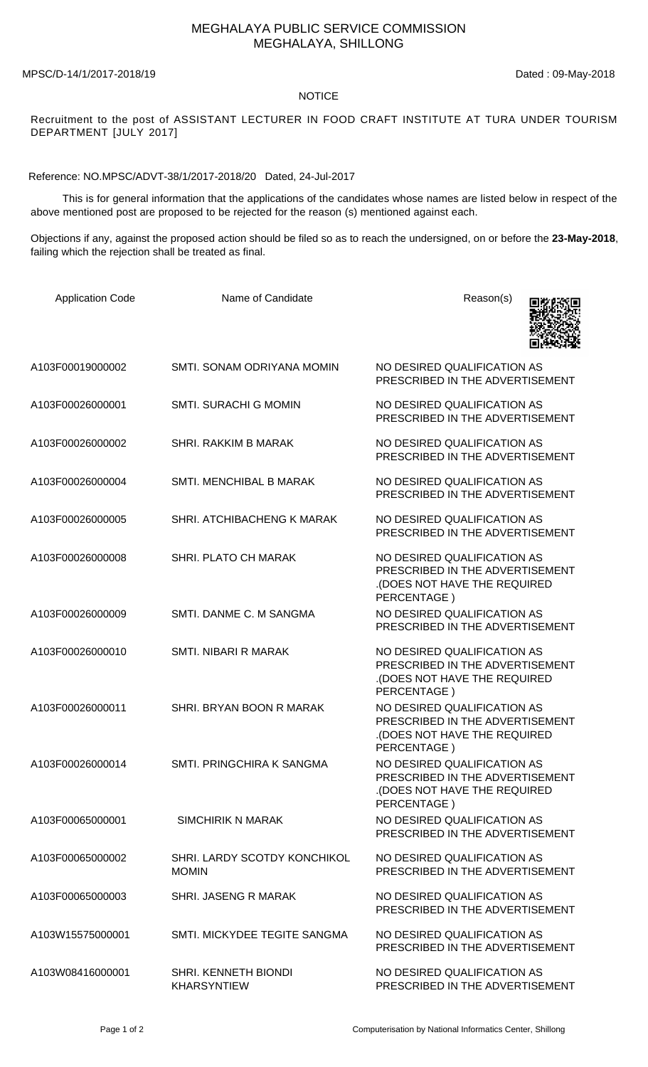# MEGHALAYA PUBLIC SERVICE COMMISSION
## MEGHALAYA, SHILLONG

MPSC/D-14/1/2017-2018/19 Dated : 09-May-2018

**NOTICE**

Recruitment to the post of ASSISTANT LECTURER IN FOOD CRAFT INSTITUTE AT TURA UNDER TOURISM DEPARTMENT [JULY 2017]

Reference: NO.MPSC/ADVT-38/1/2017-2018/20 Dated, 24-Jul-2017

This is for general information that the applications of the candidates whose names are listed below in respect of the above mentioned post are proposed to be rejected for the reason (s) mentioned against each.

Objections if any, against the proposed action should be filed so as to reach the undersigned, on or before the **23-May-2018**, failing which the rejection shall be treated as final.

| Application Code | Name of Candidate | Reason(s) |
|---|---|---|
| A103F00019000002 | SMTI. SONAM ODRIYANA MOMIN | NO DESIRED QUALIFICATION AS PRESCRIBED IN THE ADVERTISEMENT |
| A103F00026000001 | SMTI. SURACHI G MOMIN | NO DESIRED QUALIFICATION AS PRESCRIBED IN THE ADVERTISEMENT |
| A103F00026000002 | SHRI. RAKKIM B MARAK | NO DESIRED QUALIFICATION AS PRESCRIBED IN THE ADVERTISEMENT |
| A103F00026000004 | SMTI. MENCHIBAL B MARAK | NO DESIRED QUALIFICATION AS PRESCRIBED IN THE ADVERTISEMENT |
| A103F00026000005 | SHRI. ATCHIBACHENG K MARAK | NO DESIRED QUALIFICATION AS PRESCRIBED IN THE ADVERTISEMENT |
| A103F00026000008 | SHRI. PLATO CH MARAK | NO DESIRED QUALIFICATION AS PRESCRIBED IN THE ADVERTISEMENT .(DOES NOT HAVE THE REQUIRED PERCENTAGE ) |
| A103F00026000009 | SMTI. DANME C. M SANGMA | NO DESIRED QUALIFICATION AS PRESCRIBED IN THE ADVERTISEMENT |
| A103F00026000010 | SMTI. NIBARI R MARAK | NO DESIRED QUALIFICATION AS PRESCRIBED IN THE ADVERTISEMENT .(DOES NOT HAVE THE REQUIRED PERCENTAGE ) |
| A103F00026000011 | SHRI. BRYAN BOON R MARAK | NO DESIRED QUALIFICATION AS PRESCRIBED IN THE ADVERTISEMENT .(DOES NOT HAVE THE REQUIRED PERCENTAGE ) |
| A103F00026000014 | SMTI. PRINGCHIRA K SANGMA | NO DESIRED QUALIFICATION AS PRESCRIBED IN THE ADVERTISEMENT .(DOES NOT HAVE THE REQUIRED PERCENTAGE ) |
| A103F00065000001 | SIMCHIRIK N MARAK | NO DESIRED QUALIFICATION AS PRESCRIBED IN THE ADVERTISEMENT |
| A103F00065000002 | SHRI. LARDY SCOTDY KONCHIKOL MOMIN | NO DESIRED QUALIFICATION AS PRESCRIBED IN THE ADVERTISEMENT |
| A103F00065000003 | SHRI. JASENG R MARAK | NO DESIRED QUALIFICATION AS PRESCRIBED IN THE ADVERTISEMENT |
| A103W15575000001 | SMTI. MICKYDEE TEGITE SANGMA | NO DESIRED QUALIFICATION AS PRESCRIBED IN THE ADVERTISEMENT |
| A103W08416000001 | SHRI. KENNETH BIONDI KHARSYNTIEW | NO DESIRED QUALIFICATION AS PRESCRIBED IN THE ADVERTISEMENT |

Computerisation by National Informatics Center, Shillong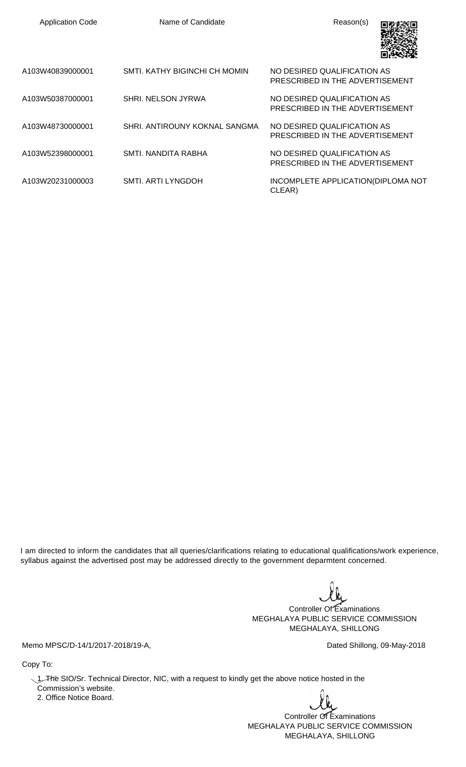| Application Code | Name of Candidate | Reason(s) |
| --- | --- | --- |
| A103W40839000001 | SMTI. KATHY BIGINCHI CH MOMIN | NO DESIRED QUALIFICATION AS PRESCRIBED IN THE ADVERTISEMENT |
| A103W50387000001 | SHRI. NELSON JYRWA | NO DESIRED QUALIFICATION AS PRESCRIBED IN THE ADVERTISEMENT |
| A103W48730000001 | SHRI. ANTIROUNY KOKNAL SANGMA | NO DESIRED QUALIFICATION AS PRESCRIBED IN THE ADVERTISEMENT |
| A103W52398000001 | SMTI. NANDITA RABHA | NO DESIRED QUALIFICATION AS PRESCRIBED IN THE ADVERTISEMENT |
| A103W20231000003 | SMTI. ARTI LYNGDOH | INCOMPLETE APPLICATION(DIPLOMA NOT CLEAR) |

I am directed to inform the candidates that all queries/clarifications relating to educational qualifications/work experience, syllabus against the advertised post may be addressed directly to the government deparmtent concerned.

Controller Of Examinations
MEGHALAYA PUBLIC SERVICE COMMISSION
MEGHALAYA, SHILLONG

Memo MPSC/D-14/1/2017-2018/19-A,

Dated Shillong, 09-May-2018

Copy To:

1. The SIO/Sr. Technical Director, NIC, with a request to kindly get the above notice hosted in the Commission's website.
2. Office Notice Board.

Controller Of Examinations
MEGHALAYA PUBLIC SERVICE COMMISSION
MEGHALAYA, SHILLONG